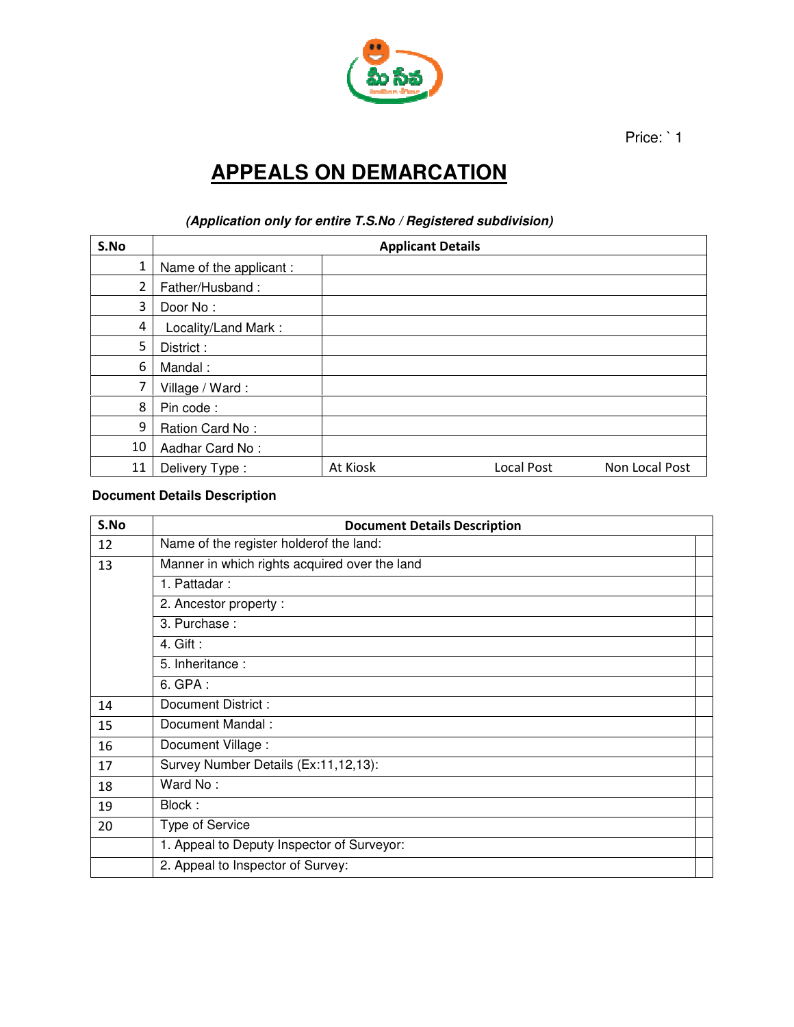Price: ` 1

# APPEALS ON DEMARCATION

***(Application only for entire T.S.No / Registered subdivision)***

| S.No | Applicant Details | | | |
|---|---|---|---|---|
| 1 | Name of the applicant : | | | |
| 2 | Father/Husband : | | | |
| 3 | Door No : | | | |
| 4 | Locality/Land Mark : | | | |
| 5 | District : | | | |
| 6 | Mandal : | | | |
| 7 | Village / Ward : | | | |
| 8 | Pin code : | | | |
| 9 | Ration Card No : | | | |
| 10 | Aadhar Card No : | | | |
| 11 | Delivery Type : | At Kiosk | Local Post | Non Local Post |

**Document Details Description**

| S.No | Document Details Description | |
|---|---|---|
| 12 | Name of the register holderof the land: | |
| 13 | Manner in which rights acquired over the land | |
| | 1. Pattadar : | |
| | 2. Ancestor property : | |
| | 3. Purchase : | |
| | 4. Gift : | |
| | 5. Inheritance : | |
| | 6. GPA : | |
| 14 | Document District : | |
| 15 | Document Mandal : | |
| 16 | Document Village : | |
| 17 | Survey Number Details (Ex:11,12,13): | |
| 18 | Ward No : | |
| 19 | Block : | |
| 20 | Type of Service | |
| | 1. Appeal to Deputy Inspector of Surveyor: | |
| | 2. Appeal to Inspector of Survey: | |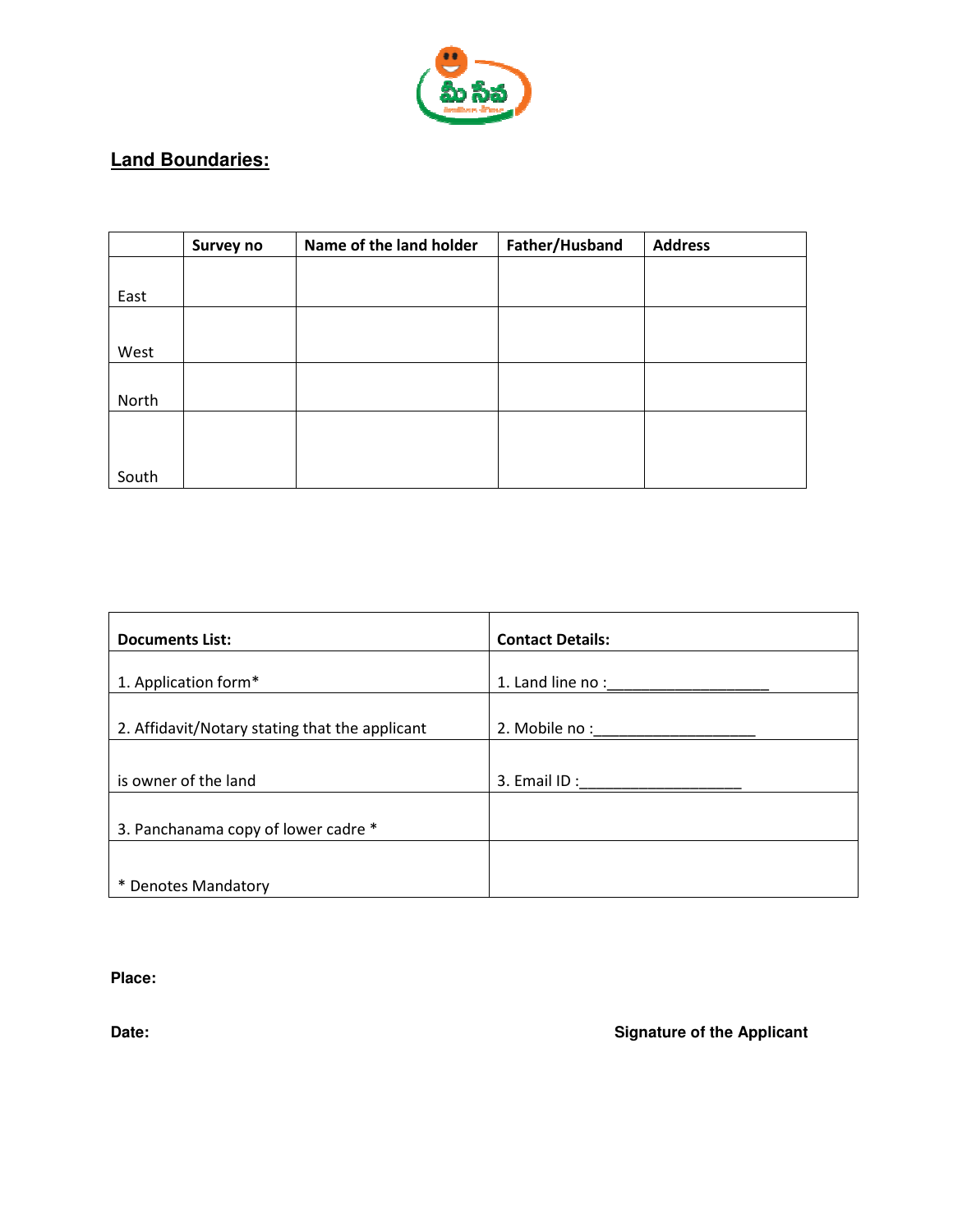## Land Boundaries:

| | Survey no | Name of the land holder | Father/Husband | Address |
|---|---|---|---|---|
| East | | | | |
| West | | | | |
| North | | | | |
| South | | | | |

| Documents List: | Contact Details: |
|---|---|
| 1. Application form* | 1. Land line no :___________________ |
| 2. Affidavit/Notary stating that the applicant | 2. Mobile no :___________________ |
| is owner of the land | 3. Email ID :___________________ |
| 3. Panchanama copy of lower cadre * | |
| * Denotes Mandatory | |

**Place:**

**Date:** **Signature of the Applicant**